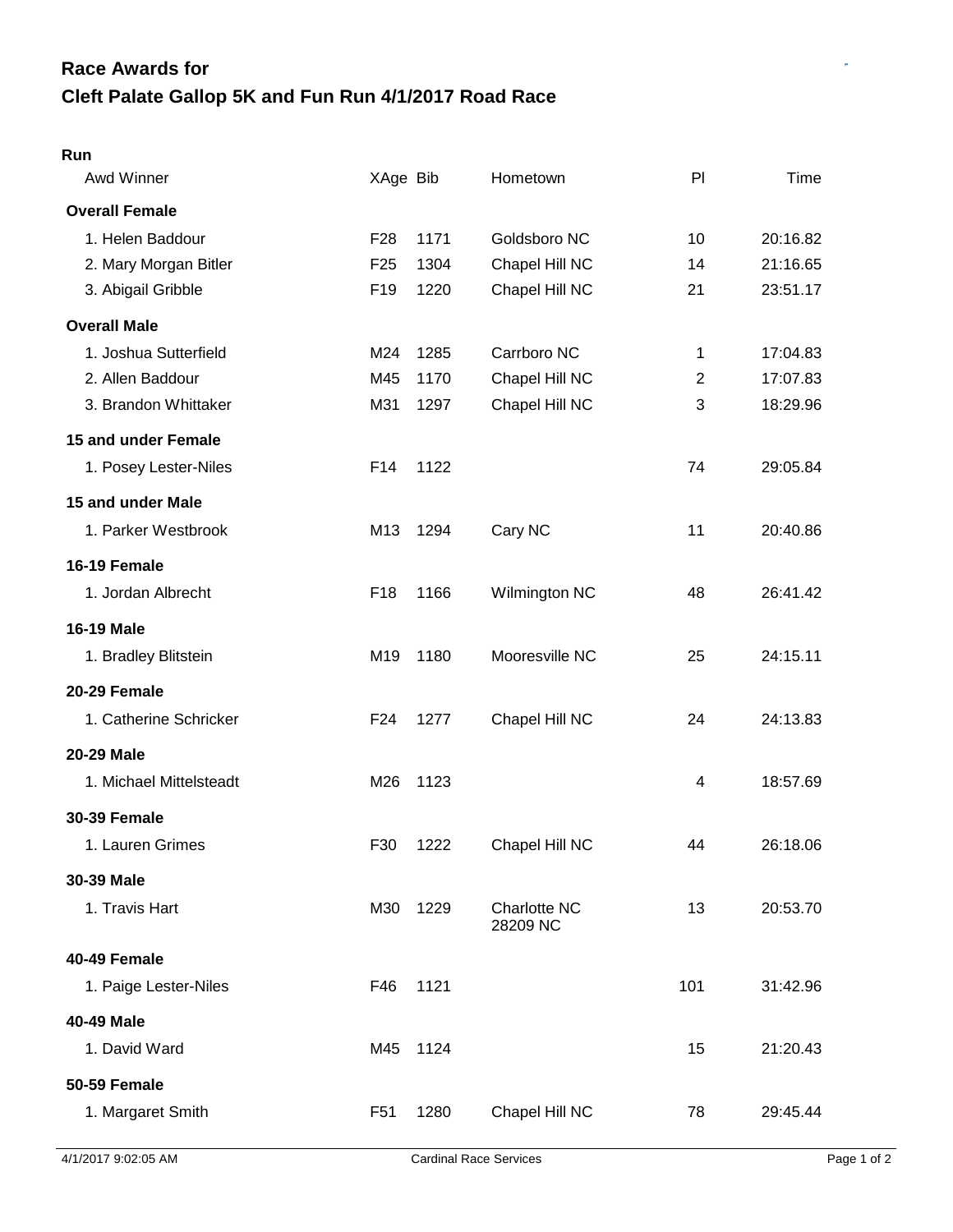## Race Awards for
## Cleft Palate Gallop 5K and Fun Run 4/1/2017 Road Race

### Run

| Awd Winner | XAge | Bib | Hometown | Pl | Time |
|---|---|---|---|---|---|
| **Overall Female** | | | | | |
| 1. Helen Baddour | F28 | 1171 | Goldsboro NC | 10 | 20:16.82 |
| 2. Mary Morgan Bitler | F25 | 1304 | Chapel Hill NC | 14 | 21:16.65 |
| 3. Abigail Gribble | F19 | 1220 | Chapel Hill NC | 21 | 23:51.17 |
| **Overall Male** | | | | | |
| 1. Joshua Sutterfield | M24 | 1285 | Carrboro NC | 1 | 17:04.83 |
| 2. Allen Baddour | M45 | 1170 | Chapel Hill NC | 2 | 17:07.83 |
| 3. Brandon Whittaker | M31 | 1297 | Chapel Hill NC | 3 | 18:29.96 |
| **15 and under Female** | | | | | |
| 1. Posey Lester-Niles | F14 | 1122 | | 74 | 29:05.84 |
| **15 and under Male** | | | | | |
| 1. Parker Westbrook | M13 | 1294 | Cary NC | 11 | 20:40.86 |
| **16-19 Female** | | | | | |
| 1. Jordan Albrecht | F18 | 1166 | Wilmington NC | 48 | 26:41.42 |
| **16-19 Male** | | | | | |
| 1. Bradley Blitstein | M19 | 1180 | Mooresville NC | 25 | 24:15.11 |
| **20-29 Female** | | | | | |
| 1. Catherine Schricker | F24 | 1277 | Chapel Hill NC | 24 | 24:13.83 |
| **20-29 Male** | | | | | |
| 1. Michael Mittelsteadt | M26 | 1123 | | 4 | 18:57.69 |
| **30-39 Female** | | | | | |
| 1. Lauren Grimes | F30 | 1222 | Chapel Hill NC | 44 | 26:18.06 |
| **30-39 Male** | | | | | |
| 1. Travis Hart | M30 | 1229 | Charlotte NC 28209 NC | 13 | 20:53.70 |
| **40-49 Female** | | | | | |
| 1. Paige Lester-Niles | F46 | 1121 | | 101 | 31:42.96 |
| **40-49 Male** | | | | | |
| 1. David Ward | M45 | 1124 | | 15 | 21:20.43 |
| **50-59 Female** | | | | | |
| 1. Margaret Smith | F51 | 1280 | Chapel Hill NC | 78 | 29:45.44 |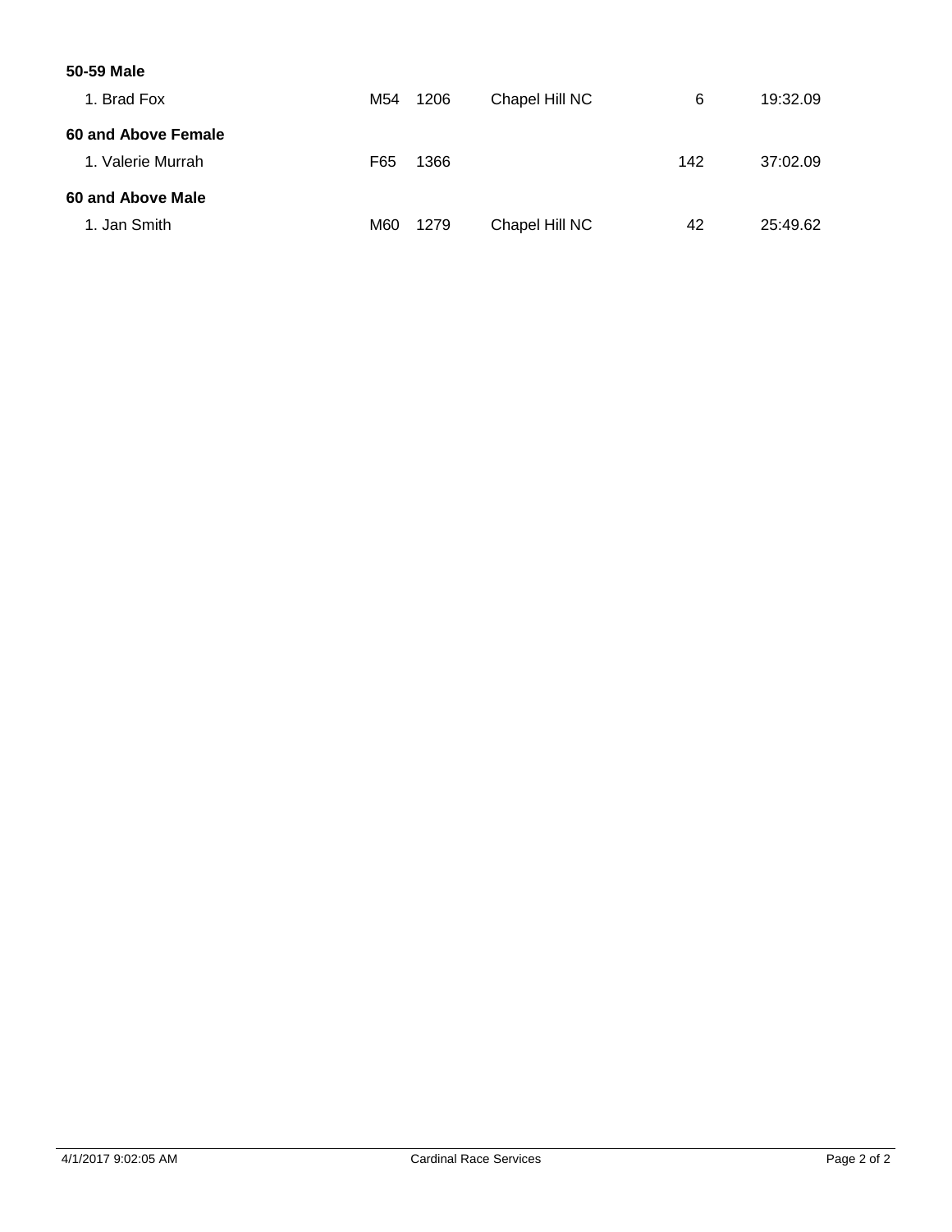**50-59 Male**

| | | | | | |
|---|---|---|---|---|---|
| 1. Brad Fox | M54 | 1206 | Chapel Hill NC | 6 | 19:32.09 |

**60 and Above Female**

| | | | | | |
|---|---|---|---|---|---|
| 1. Valerie Murrah | F65 | 1366 | | 142 | 37:02.09 |

**60 and Above Male**

| | | | | | |
|---|---|---|---|---|---|
| 1. Jan Smith | M60 | 1279 | Chapel Hill NC | 42 | 25:49.62 |

4/1/2017 9:02:05 AM Cardinal Race Services